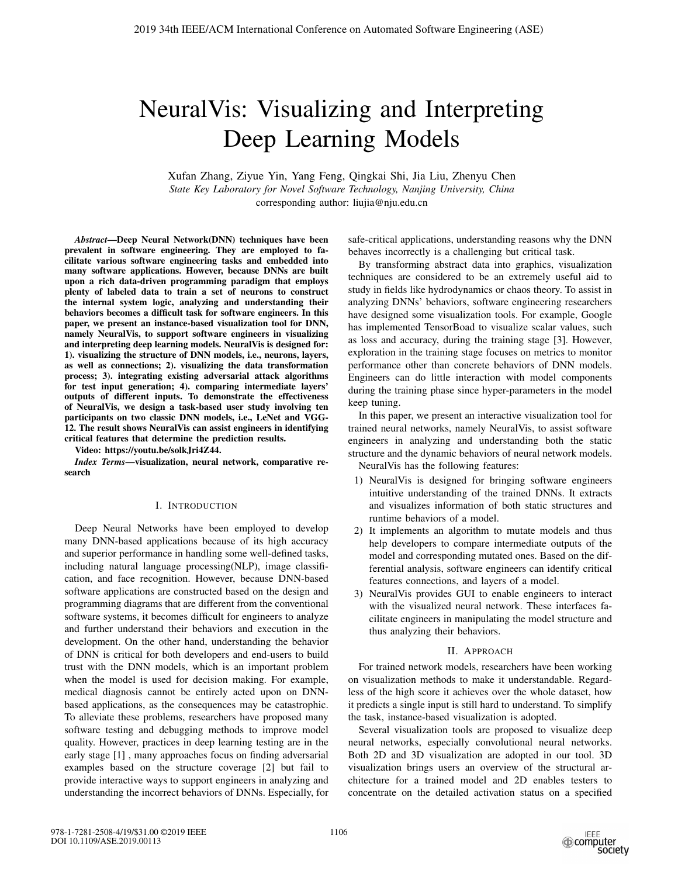# NeuralVis: Visualizing and Interpreting Deep Learning Models

Xufan Zhang, Ziyue Yin, Yang Feng, Qingkai Shi, Jia Liu, Zhenyu Chen

*State Key Laboratory for Novel Software Technology, Nanjing University, China*

corresponding author: liujia@nju.edu.cn

***Abstract*—Deep Neural Network(DNN) techniques have been prevalent in software engineering. They are employed to facilitate various software engineering tasks and embedded into many software applications. However, because DNNs are built upon a rich data-driven programming paradigm that employs plenty of labeled data to train a set of neurons to construct the internal system logic, analyzing and understanding their behaviors becomes a difficult task for software engineers. In this paper, we present an instance-based visualization tool for DNN, namely NeuralVis, to support software engineers in visualizing and interpreting deep learning models. NeuralVis is designed for: 1). visualizing the structure of DNN models, i.e., neurons, layers, as well as connections; 2). visualizing the data transformation process; 3). integrating existing adversarial attack algorithms for test input generation; 4). comparing intermediate layers' outputs of different inputs. To demonstrate the effectiveness of NeuralVis, we design a task-based user study involving ten participants on two classic DNN models, i.e., LeNet and VGG-12. The result shows NeuralVis can assist engineers in identifying critical features that determine the prediction results.**

**Video: https://youtu.be/solkJri4Z44.**

***Index Terms*—visualization, neural network, comparative research**

## I. Introduction

Deep Neural Networks have been employed to develop many DNN-based applications because of its high accuracy and superior performance in handling some well-defined tasks, including natural language processing(NLP), image classification, and face recognition. However, because DNN-based software applications are constructed based on the design and programming diagrams that are different from the conventional software systems, it becomes difficult for engineers to analyze and further understand their behaviors and execution in the development. On the other hand, understanding the behavior of DNN is critical for both developers and end-users to build trust with the DNN models, which is an important problem when the model is used for decision making. For example, medical diagnosis cannot be entirely acted upon on DNN-based applications, as the consequences may be catastrophic. To alleviate these problems, researchers have proposed many software testing and debugging methods to improve model quality. However, practices in deep learning testing are in the early stage [1] , many approaches focus on finding adversarial examples based on the structure coverage [2] but fail to provide interactive ways to support engineers in analyzing and understanding the incorrect behaviors of DNNs. Especially, for safe-critical applications, understanding reasons why the DNN behaves incorrectly is a challenging but critical task.

By transforming abstract data into graphics, visualization techniques are considered to be an extremely useful aid to study in fields like hydrodynamics or chaos theory. To assist in analyzing DNNs' behaviors, software engineering researchers have designed some visualization tools. For example, Google has implemented TensorBoad to visualize scalar values, such as loss and accuracy, during the training stage [3]. However, exploration in the training stage focuses on metrics to monitor performance other than concrete behaviors of DNN models. Engineers can do little interaction with model components during the training phase since hyper-parameters in the model keep tuning.

In this paper, we present an interactive visualization tool for trained neural networks, namely NeuralVis, to assist software engineers in analyzing and understanding both the static structure and the dynamic behaviors of neural network models. NeuralVis has the following features:

1) NeuralVis is designed for bringing software engineers intuitive understanding of the trained DNNs. It extracts and visualizes information of both static structures and runtime behaviors of a model.
2) It implements an algorithm to mutate models and thus help developers to compare intermediate outputs of the model and corresponding mutated ones. Based on the differential analysis, software engineers can identify critical features connections, and layers of a model.
3) NeuralVis provides GUI to enable engineers to interact with the visualized neural network. These interfaces facilitate engineers in manipulating the model structure and thus analyzing their behaviors.

## II. Approach

For trained network models, researchers have been working on visualization methods to make it understandable. Regardless of the high score it achieves over the whole dataset, how it predicts a single input is still hard to understand. To simplify the task, instance-based visualization is adopted.

Several visualization tools are proposed to visualize deep neural networks, especially convolutional neural networks. Both 2D and 3D visualization are adopted in our tool. 3D visualization brings users an overview of the structural architecture for a trained model and 2D enables testers to concentrate on the detailed activation status on a specified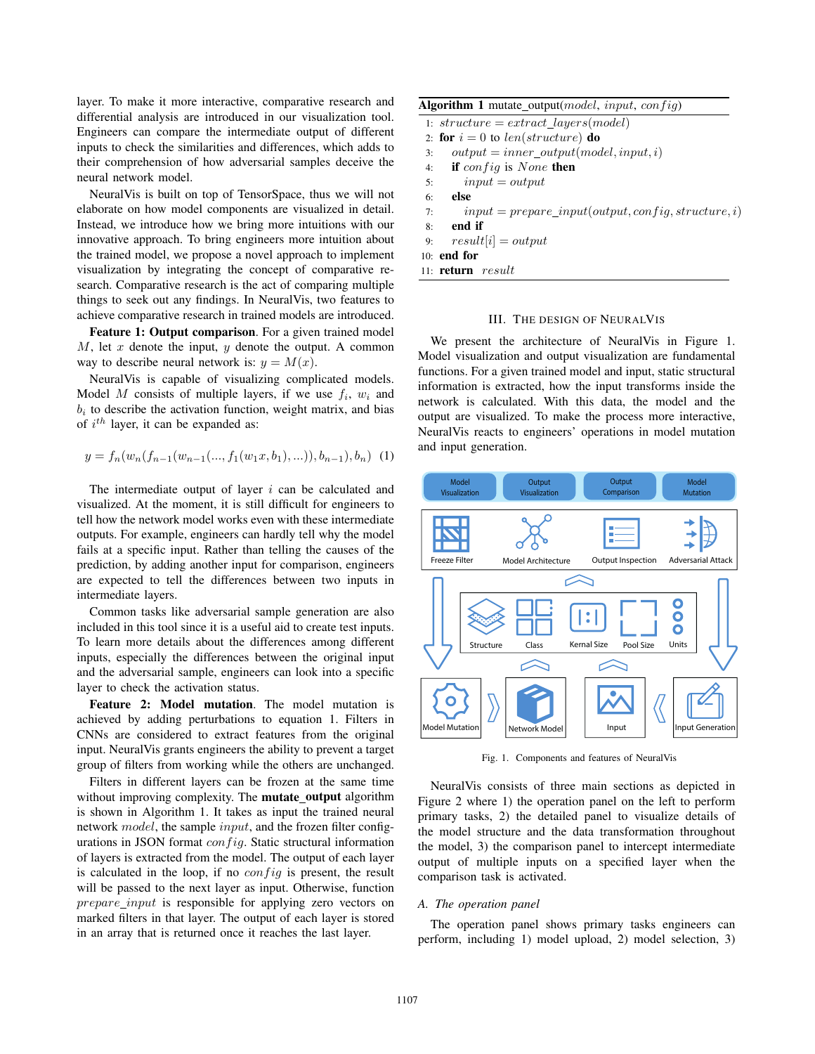layer. To make it more interactive, comparative research and differential analysis are introduced in our visualization tool. Engineers can compare the intermediate output of different inputs to check the similarities and differences, which adds to their comprehension of how adversarial samples deceive the neural network model.

NeuralVis is built on top of TensorSpace, thus we will not elaborate on how model components are visualized in detail. Instead, we introduce how we bring more intuitions with our innovative approach. To bring engineers more intuition about the trained model, we propose a novel approach to implement visualization by integrating the concept of comparative research. Comparative research is the act of comparing multiple things to seek out any findings. In NeuralVis, two features to achieve comparative research in trained models are introduced.

**Feature 1: Output comparison**. For a given trained model $M$, let $x$ denote the input, $y$ denote the output. A common way to describe neural network is: $y = M(x)$.

NeuralVis is capable of visualizing complicated models. Model $M$ consists of multiple layers, if we use $f_i$, $w_i$ and $b_i$ to describe the activation function, weight matrix, and bias of $i^{th}$ layer, it can be expanded as:

$$y = f_n(w_n(f_{n-1}(w_{n-1}(..., f_1(w_1 x, b_1), ...)), b_{n-1}), b_n) \quad (1)$$

The intermediate output of layer $i$ can be calculated and visualized. At the moment, it is still difficult for engineers to tell how the network model works even with these intermediate outputs. For example, engineers can hardly tell why the model fails at a specific input. Rather than telling the causes of the prediction, by adding another input for comparison, engineers are expected to tell the differences between two inputs in intermediate layers.

Common tasks like adversarial sample generation are also included in this tool since it is a useful aid to create test inputs. To learn more details about the differences among different inputs, especially the differences between the original input and the adversarial sample, engineers can look into a specific layer to check the activation status.

**Feature 2: Model mutation**. The model mutation is achieved by adding perturbations to equation 1. Filters in CNNs are considered to extract features from the original input. NeuralVis grants engineers the ability to prevent a target group of filters from working while the others are unchanged.

Filters in different layers can be frozen at the same time without improving complexity. The **mutate_output** algorithm is shown in Algorithm 1. It takes as input the trained neural network $model$, the sample $input$, and the frozen filter configurations in JSON format $config$. Static structural information of layers is extracted from the model. The output of each layer is calculated in the loop, if no $config$ is present, the result will be passed to the next layer as input. Otherwise, function $prepare\_input$ is responsible for applying zero vectors on marked filters in that layer. The output of each layer is stored in an array that is returned once it reaches the last layer.

**Algorithm 1** mutate_output($model$, $input$, $config$)

```
1:  structure = extract_layers(model)
2:  for i = 0 to len(structure) do
3:    output = inner_output(model, input, i)
4:    if config is None then
5:      input = output
6:    else
7:      input = prepare_input(output, config, structure, i)
8:    end if
9:    result[i] = output
10: end for
11: return result
```

## III. The Design of NeuralVis

We present the architecture of NeuralVis in Figure 1. Model visualization and output visualization are fundamental functions. For a given trained model and input, static structural information is extracted, how the input transforms inside the network is calculated. With this data, the model and the output are visualized. To make the process more interactive, NeuralVis reacts to engineers' operations in model mutation and input generation.

Fig. 1. Components and features of NeuralVis

NeuralVis consists of three main sections as depicted in Figure 2 where 1) the operation panel on the left to perform primary tasks, 2) the detailed panel to visualize details of the model structure and the data transformation throughout the model, 3) the comparison panel to intercept intermediate output of multiple inputs on a specified layer when the comparison task is activated.

### A. The operation panel

The operation panel shows primary tasks engineers can perform, including 1) model upload, 2) model selection, 3)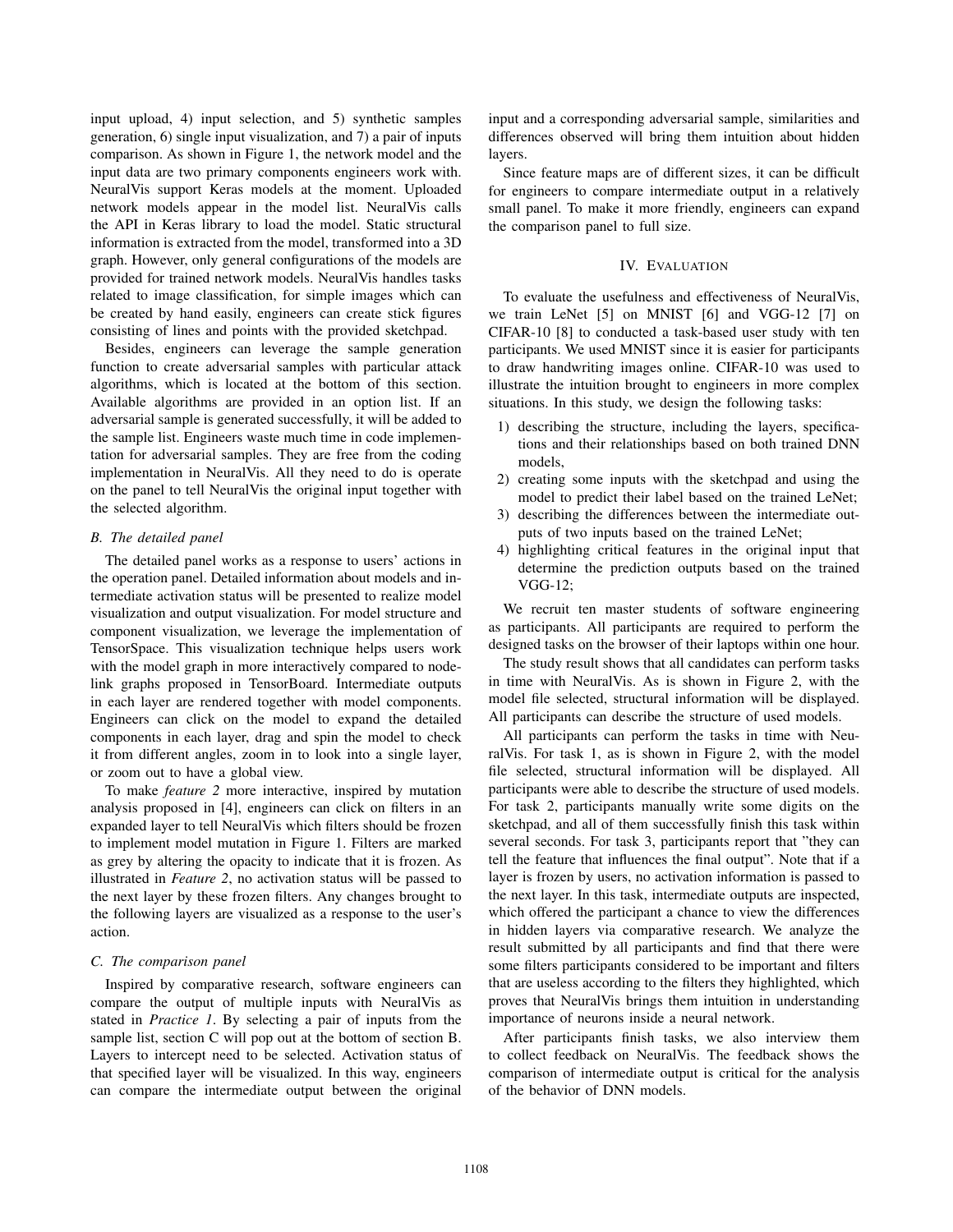input upload, 4) input selection, and 5) synthetic samples generation, 6) single input visualization, and 7) a pair of inputs comparison. As shown in Figure 1, the network model and the input data are two primary components engineers work with. NeuralVis support Keras models at the moment. Uploaded network models appear in the model list. NeuralVis calls the API in Keras library to load the model. Static structural information is extracted from the model, transformed into a 3D graph. However, only general configurations of the models are provided for trained network models. NeuralVis handles tasks related to image classification, for simple images which can be created by hand easily, engineers can create stick figures consisting of lines and points with the provided sketchpad.

Besides, engineers can leverage the sample generation function to create adversarial samples with particular attack algorithms, which is located at the bottom of this section. Available algorithms are provided in an option list. If an adversarial sample is generated successfully, it will be added to the sample list. Engineers waste much time in code implementation for adversarial samples. They are free from the coding implementation in NeuralVis. All they need to do is operate on the panel to tell NeuralVis the original input together with the selected algorithm.

### B. The detailed panel

The detailed panel works as a response to users' actions in the operation panel. Detailed information about models and intermediate activation status will be presented to realize model visualization and output visualization. For model structure and component visualization, we leverage the implementation of TensorSpace. This visualization technique helps users work with the model graph in more interactively compared to node-link graphs proposed in TensorBoard. Intermediate outputs in each layer are rendered together with model components. Engineers can click on the model to expand the detailed components in each layer, drag and spin the model to check it from different angles, zoom in to look into a single layer, or zoom out to have a global view.

To make *feature 2* more interactive, inspired by mutation analysis proposed in [4], engineers can click on filters in an expanded layer to tell NeuralVis which filters should be frozen to implement model mutation in Figure 1. Filters are marked as grey by altering the opacity to indicate that it is frozen. As illustrated in *Feature 2*, no activation status will be passed to the next layer by these frozen filters. Any changes brought to the following layers are visualized as a response to the user's action.

### C. The comparison panel

Inspired by comparative research, software engineers can compare the output of multiple inputs with NeuralVis as stated in *Practice 1*. By selecting a pair of inputs from the sample list, section C will pop out at the bottom of section B. Layers to intercept need to be selected. Activation status of that specified layer will be visualized. In this way, engineers can compare the intermediate output between the original input and a corresponding adversarial sample, similarities and differences observed will bring them intuition about hidden layers.

Since feature maps are of different sizes, it can be difficult for engineers to compare intermediate output in a relatively small panel. To make it more friendly, engineers can expand the comparison panel to full size.

## IV. Evaluation

To evaluate the usefulness and effectiveness of NeuralVis, we train LeNet [5] on MNIST [6] and VGG-12 [7] on CIFAR-10 [8] to conducted a task-based user study with ten participants. We used MNIST since it is easier for participants to draw handwriting images online. CIFAR-10 was used to illustrate the intuition brought to engineers in more complex situations. In this study, we design the following tasks:

1) describing the structure, including the layers, specifications and their relationships based on both trained DNN models,
2) creating some inputs with the sketchpad and using the model to predict their label based on the trained LeNet;
3) describing the differences between the intermediate outputs of two inputs based on the trained LeNet;
4) highlighting critical features in the original input that determine the prediction outputs based on the trained VGG-12;

We recruit ten master students of software engineering as participants. All participants are required to perform the designed tasks on the browser of their laptops within one hour.

The study result shows that all candidates can perform tasks in time with NeuralVis. As is shown in Figure 2, with the model file selected, structural information will be displayed. All participants can describe the structure of used models.

All participants can perform the tasks in time with NeuralVis. For task 1, as is shown in Figure 2, with the model file selected, structural information will be displayed. All participants were able to describe the structure of used models. For task 2, participants manually write some digits on the sketchpad, and all of them successfully finish this task within several seconds. For task 3, participants report that "they can tell the feature that influences the final output". Note that if a layer is frozen by users, no activation information is passed to the next layer. In this task, intermediate outputs are inspected, which offered the participant a chance to view the differences in hidden layers via comparative research. We analyze the result submitted by all participants and find that there were some filters participants considered to be important and filters that are useless according to the filters they highlighted, which proves that NeuralVis brings them intuition in understanding importance of neurons inside a neural network.

After participants finish tasks, we also interview them to collect feedback on NeuralVis. The feedback shows the comparison of intermediate output is critical for the analysis of the behavior of DNN models.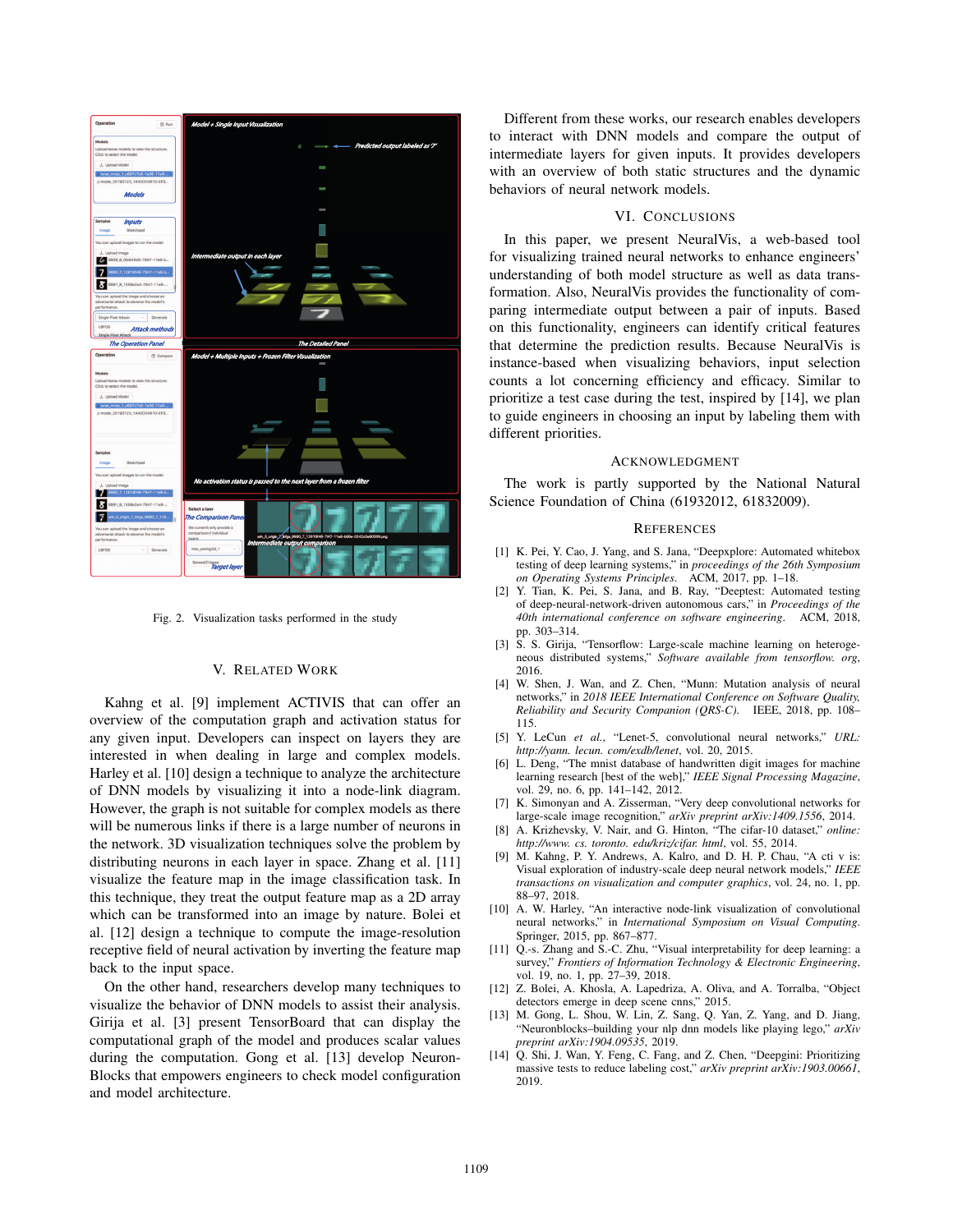Fig. 2. Visualization tasks performed in the study

## V. Related Work

Kahng et al. [9] implement ACTIVIS that can offer an overview of the computation graph and activation status for any given input. Developers can inspect on layers they are interested in when dealing in large and complex models. Harley et al. [10] design a technique to analyze the architecture of DNN models by visualizing it into a node-link diagram. However, the graph is not suitable for complex models as there will be numerous links if there is a large number of neurons in the network. 3D visualization techniques solve the problem by distributing neurons in each layer in space. Zhang et al. [11] visualize the feature map in the image classification task. In this technique, they treat the output feature map as a 2D array which can be transformed into an image by nature. Bolei et al. [12] design a technique to compute the image-resolution receptive field of neural activation by inverting the feature map back to the input space.

On the other hand, researchers develop many techniques to visualize the behavior of DNN models to assist their analysis. Girija et al. [3] present TensorBoard that can display the computational graph of the model and produces scalar values during the computation. Gong et al. [13] develop Neuron-Blocks that empowers engineers to check model configuration and model architecture.

Different from these works, our research enables developers to interact with DNN models and compare the output of intermediate layers for given inputs. It provides developers with an overview of both static structures and the dynamic behaviors of neural network models.

## VI. Conclusions

In this paper, we present NeuralVis, a web-based tool for visualizing trained neural networks to enhance engineers' understanding of both model structure as well as data transformation. Also, NeuralVis provides the functionality of comparing intermediate output between a pair of inputs. Based on this functionality, engineers can identify critical features that determine the prediction results. Because NeuralVis is instance-based when visualizing behaviors, input selection counts a lot concerning efficiency and efficacy. Similar to prioritize a test case during the test, inspired by [14], we plan to guide engineers in choosing an input by labeling them with different priorities.

## Acknowledgment

The work is partly supported by the National Natural Science Foundation of China (61932012, 61832009).

## References

[1] K. Pei, Y. Cao, J. Yang, and S. Jana, "Deepxplore: Automated whitebox testing of deep learning systems," in *proceedings of the 26th Symposium on Operating Systems Principles*. ACM, 2017, pp. 1–18.

[2] Y. Tian, K. Pei, S. Jana, and B. Ray, "Deeptest: Automated testing of deep-neural-network-driven autonomous cars," in *Proceedings of the 40th international conference on software engineering*. ACM, 2018, pp. 303–314.

[3] S. S. Girija, "Tensorflow: Large-scale machine learning on heterogeneous distributed systems," *Software available from tensorflow. org*, 2016.

[4] W. Shen, J. Wan, and Z. Chen, "Munn: Mutation analysis of neural networks," in *2018 IEEE International Conference on Software Quality, Reliability and Security Companion (QRS-C)*. IEEE, 2018, pp. 108–115.

[5] Y. LeCun *et al.*, "Lenet-5, convolutional neural networks," *URL: http://yann. lecun. com/exdb/lenet*, vol. 20, 2015.

[6] L. Deng, "The mnist database of handwritten digit images for machine learning research [best of the web]," *IEEE Signal Processing Magazine*, vol. 29, no. 6, pp. 141–142, 2012.

[7] K. Simonyan and A. Zisserman, "Very deep convolutional networks for large-scale image recognition," *arXiv preprint arXiv:1409.1556*, 2014.

[8] A. Krizhevsky, V. Nair, and G. Hinton, "The cifar-10 dataset," *online: http://www. cs. toronto. edu/kriz/cifar. html*, vol. 55, 2014.

[9] M. Kahng, P. Y. Andrews, A. Kalro, and D. H. P. Chau, "A cti v is: Visual exploration of industry-scale deep neural network models," *IEEE transactions on visualization and computer graphics*, vol. 24, no. 1, pp. 88–97, 2018.

[10] A. W. Harley, "An interactive node-link visualization of convolutional neural networks," in *International Symposium on Visual Computing*. Springer, 2015, pp. 867–877.

[11] Q.-s. Zhang and S.-C. Zhu, "Visual interpretability for deep learning: a survey," *Frontiers of Information Technology & Electronic Engineering*, vol. 19, no. 1, pp. 27–39, 2018.

[12] Z. Bolei, A. Khosla, A. Lapedriza, A. Oliva, and A. Torralba, "Object detectors emerge in deep scene cnns," 2015.

[13] M. Gong, L. Shou, W. Lin, Z. Sang, Q. Yan, Z. Yang, and D. Jiang, "Neuronblocks–building your nlp dnn models like playing lego," *arXiv preprint arXiv:1904.09535*, 2019.

[14] Q. Shi, J. Wan, Y. Feng, C. Fang, and Z. Chen, "Deepgini: Prioritizing massive tests to reduce labeling cost," *arXiv preprint arXiv:1903.00661*, 2019.